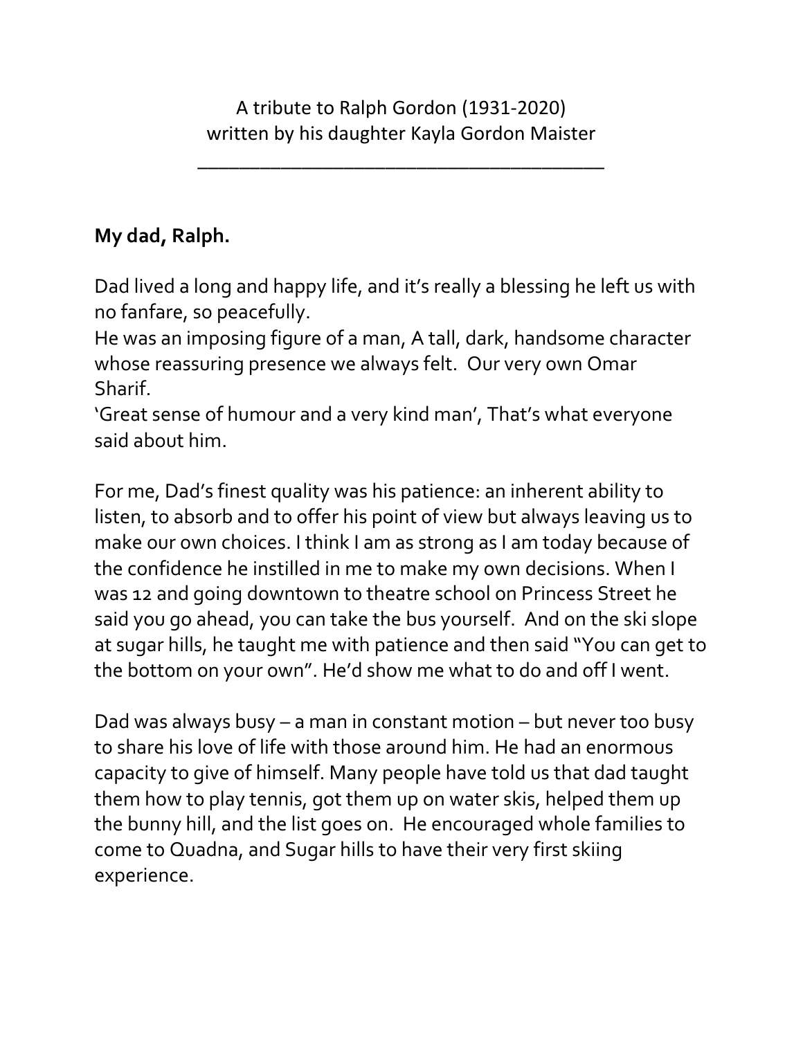A tribute to Ralph Gordon (1931-2020)
written by his daughter Kayla Gordon Maister

---

**My dad, Ralph.**

Dad lived a long and happy life, and it's really a blessing he left us with no fanfare, so peacefully.
He was an imposing figure of a man, A tall, dark, handsome character whose reassuring presence we always felt. Our very own Omar Sharif.
'Great sense of humour and a very kind man', That's what everyone said about him.

For me, Dad's finest quality was his patience: an inherent ability to listen, to absorb and to offer his point of view but always leaving us to make our own choices. I think I am as strong as I am today because of the confidence he instilled in me to make my own decisions. When I was 12 and going downtown to theatre school on Princess Street he said you go ahead, you can take the bus yourself. And on the ski slope at sugar hills, he taught me with patience and then said "You can get to the bottom on your own". He'd show me what to do and off I went.

Dad was always busy – a man in constant motion – but never too busy to share his love of life with those around him. He had an enormous capacity to give of himself. Many people have told us that dad taught them how to play tennis, got them up on water skis, helped them up the bunny hill, and the list goes on. He encouraged whole families to come to Quadna, and Sugar hills to have their very first skiing experience.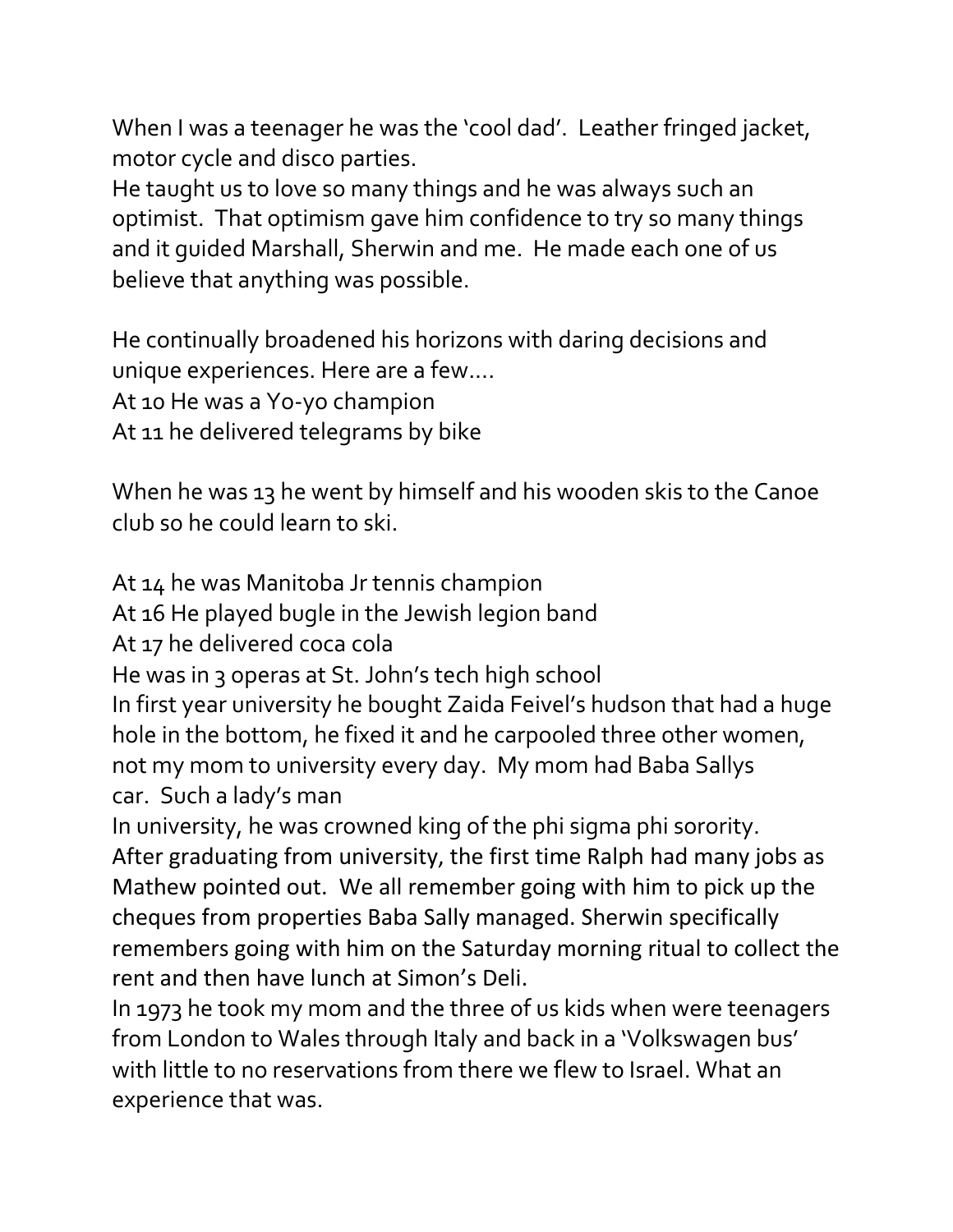When I was a teenager he was the 'cool dad'. Leather fringed jacket, motor cycle and disco parties.
He taught us to love so many things and he was always such an optimist. That optimism gave him confidence to try so many things and it guided Marshall, Sherwin and me. He made each one of us believe that anything was possible.

He continually broadened his horizons with daring decisions and unique experiences. Here are a few….
At 10 He was a Yo-yo champion
At 11 he delivered telegrams by bike

When he was 13 he went by himself and his wooden skis to the Canoe club so he could learn to ski.

At 14 he was Manitoba Jr tennis champion
At 16 He played bugle in the Jewish legion band
At 17 he delivered coca cola
He was in 3 operas at St. John's tech high school
In first year university he bought Zaida Feivel's hudson that had a huge hole in the bottom, he fixed it and he carpooled three other women, not my mom to university every day. My mom had Baba Sallys car. Such a lady's man
In university, he was crowned king of the phi sigma phi sorority.
After graduating from university, the first time Ralph had many jobs as Mathew pointed out. We all remember going with him to pick up the cheques from properties Baba Sally managed. Sherwin specifically remembers going with him on the Saturday morning ritual to collect the rent and then have lunch at Simon's Deli.
In 1973 he took my mom and the three of us kids when were teenagers from London to Wales through Italy and back in a 'Volkswagen bus' with little to no reservations from there we flew to Israel. What an experience that was.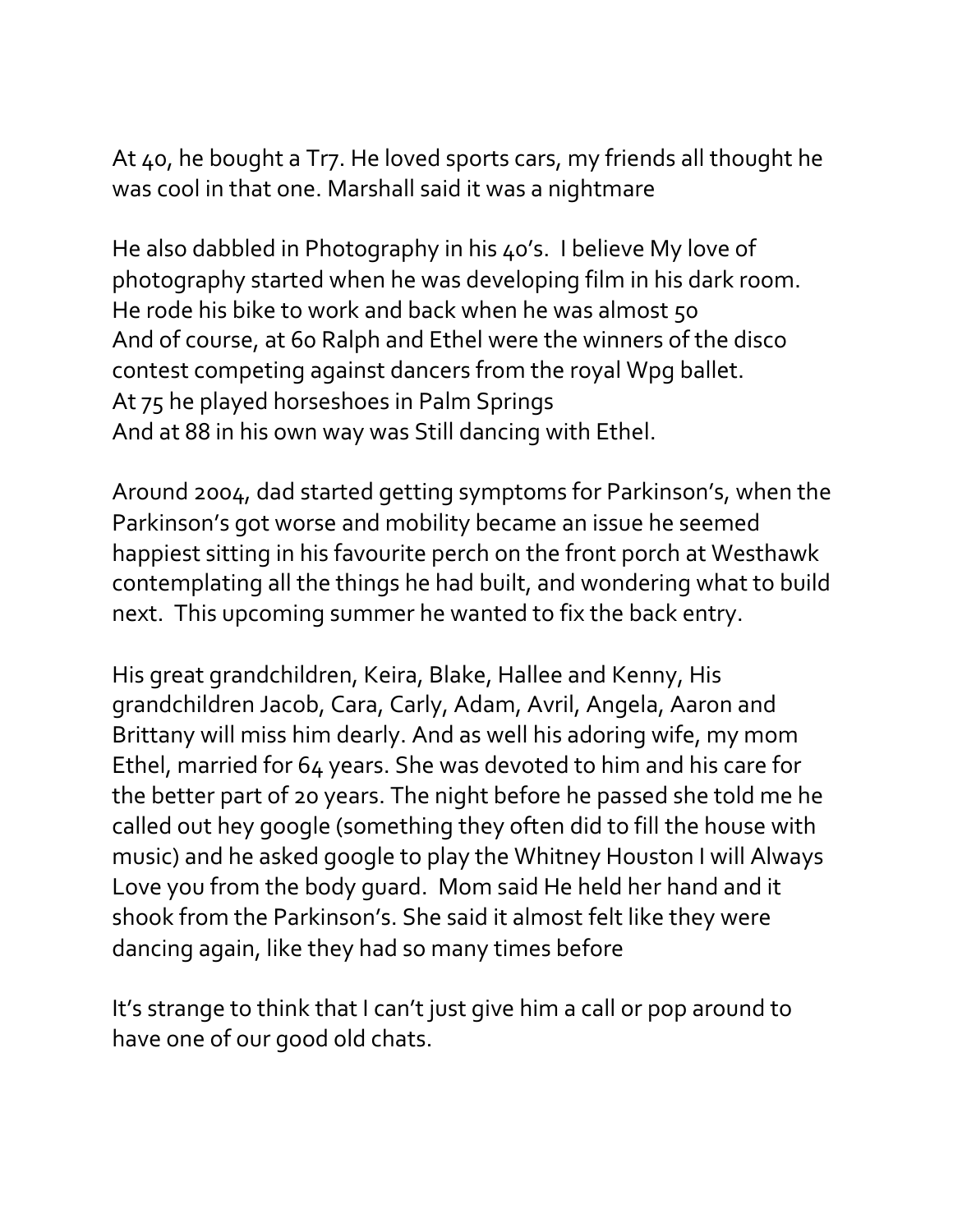At 40, he bought a Tr7. He loved sports cars, my friends all thought he was cool in that one. Marshall said it was a nightmare

He also dabbled in Photography in his 40's. I believe My love of photography started when he was developing film in his dark room. He rode his bike to work and back when he was almost 50
And of course, at 60 Ralph and Ethel were the winners of the disco contest competing against dancers from the royal Wpg ballet.
At 75 he played horseshoes in Palm Springs
And at 88 in his own way was Still dancing with Ethel.

Around 2004, dad started getting symptoms for Parkinson's, when the Parkinson's got worse and mobility became an issue he seemed happiest sitting in his favourite perch on the front porch at Westhawk contemplating all the things he had built, and wondering what to build next. This upcoming summer he wanted to fix the back entry.

His great grandchildren, Keira, Blake, Hallee and Kenny, His grandchildren Jacob, Cara, Carly, Adam, Avril, Angela, Aaron and Brittany will miss him dearly. And as well his adoring wife, my mom Ethel, married for 64 years. She was devoted to him and his care for the better part of 20 years. The night before he passed she told me he called out hey google (something they often did to fill the house with music) and he asked google to play the Whitney Houston I will Always Love you from the body guard. Mom said He held her hand and it shook from the Parkinson's. She said it almost felt like they were dancing again, like they had so many times before

It's strange to think that I can't just give him a call or pop around to have one of our good old chats.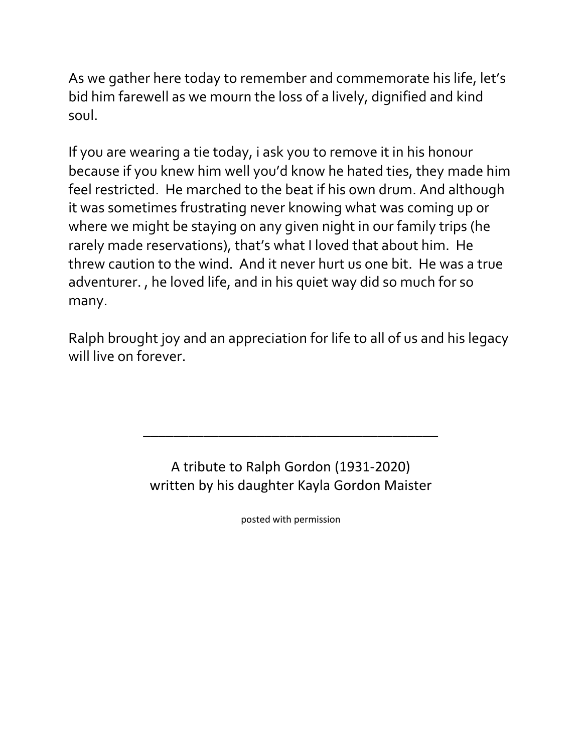As we gather here today to remember and commemorate his life, let's bid him farewell as we mourn the loss of a lively, dignified and kind soul.

If you are wearing a tie today, i ask you to remove it in his honour because if you knew him well you'd know he hated ties, they made him feel restricted. He marched to the beat if his own drum. And although it was sometimes frustrating never knowing what was coming up or where we might be staying on any given night in our family trips (he rarely made reservations), that's what I loved that about him. He threw caution to the wind. And it never hurt us one bit. He was a true adventurer. , he loved life, and in his quiet way did so much for so many.

Ralph brought joy and an appreciation for life to all of us and his legacy will live on forever.

---

A tribute to Ralph Gordon (1931-2020)
written by his daughter Kayla Gordon Maister

posted with permission